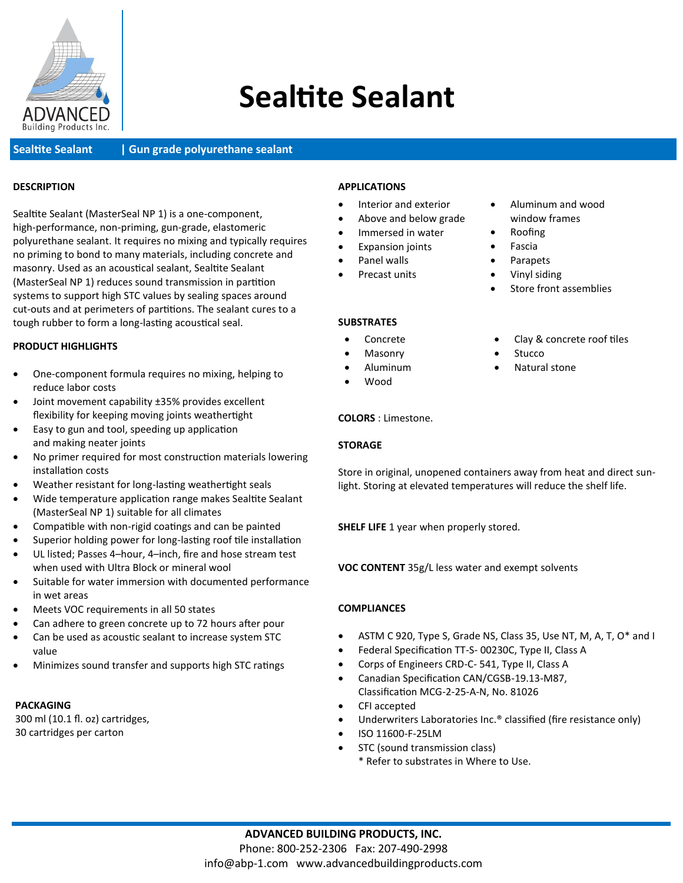ADVANCED
Building Products Inc.

# Sealtite Sealant

**Sealtite Sealant | Gun grade polyurethane sealant**

## DESCRIPTION

Sealtite Sealant (MasterSeal NP 1) is a one-component, high-performance, non-priming, gun-grade, elastomeric polyurethane sealant. It requires no mixing and typically requires no priming to bond to many materials, including concrete and masonry. Used as an acoustical sealant, Sealtite Sealant (MasterSeal NP 1) reduces sound transmission in partition systems to support high STC values by sealing spaces around cut-outs and at perimeters of partitions. The sealant cures to a tough rubber to form a long-lasting acoustical seal.

## PRODUCT HIGHLIGHTS

- One-component formula requires no mixing, helping to reduce labor costs
- Joint movement capability ±35% provides excellent flexibility for keeping moving joints weathertight
- Easy to gun and tool, speeding up application and making neater joints
- No primer required for most construction materials lowering installation costs
- Weather resistant for long-lasting weathertight seals
- Wide temperature application range makes Sealtite Sealant (MasterSeal NP 1) suitable for all climates
- Compatible with non-rigid coatings and can be painted
- Superior holding power for long-lasting roof tile installation
- UL listed; Passes 4–hour, 4–inch, fire and hose stream test when used with Ultra Block or mineral wool
- Suitable for water immersion with documented performance in wet areas
- Meets VOC requirements in all 50 states
- Can adhere to green concrete up to 72 hours after pour
- Can be used as acoustic sealant to increase system STC value
- Minimizes sound transfer and supports high STC ratings

## PACKAGING

300 ml (10.1 fl. oz) cartridges,
30 cartridges per carton

## APPLICATIONS

- Interior and exterior
- Above and below grade
- Immersed in water
- Expansion joints
- Panel walls
- Precast units
- Aluminum and wood window frames
- Roofing
- Fascia
- Parapets
- Vinyl siding
- Store front assemblies

## SUBSTRATES

- Concrete
- Masonry
- Aluminum
- Wood
- Clay & concrete roof tiles
- Stucco
- Natural stone

**COLORS** : Limestone.

## STORAGE

Store in original, unopened containers away from heat and direct sunlight. Storing at elevated temperatures will reduce the shelf life.

**SHELF LIFE** 1 year when properly stored.

**VOC CONTENT** 35g/L less water and exempt solvents

## COMPLIANCES

- ASTM C 920, Type S, Grade NS, Class 35, Use NT, M, A, T, O* and I
- Federal Specification TT-S- 00230C, Type II, Class A
- Corps of Engineers CRD-C- 541, Type II, Class A
- Canadian Specification CAN/CGSB-19.13-M87, Classification MCG-2-25-A-N, No. 81026
- CFI accepted
- Underwriters Laboratories Inc.® classified (fire resistance only)
- ISO 11600-F-25LM
- STC (sound transmission class)
  * Refer to substrates in Where to Use.

**ADVANCED BUILDING PRODUCTS, INC.**
Phone: 800-252-2306 Fax: 207-490-2998
info@abp-1.com www.advancedbuildingproducts.com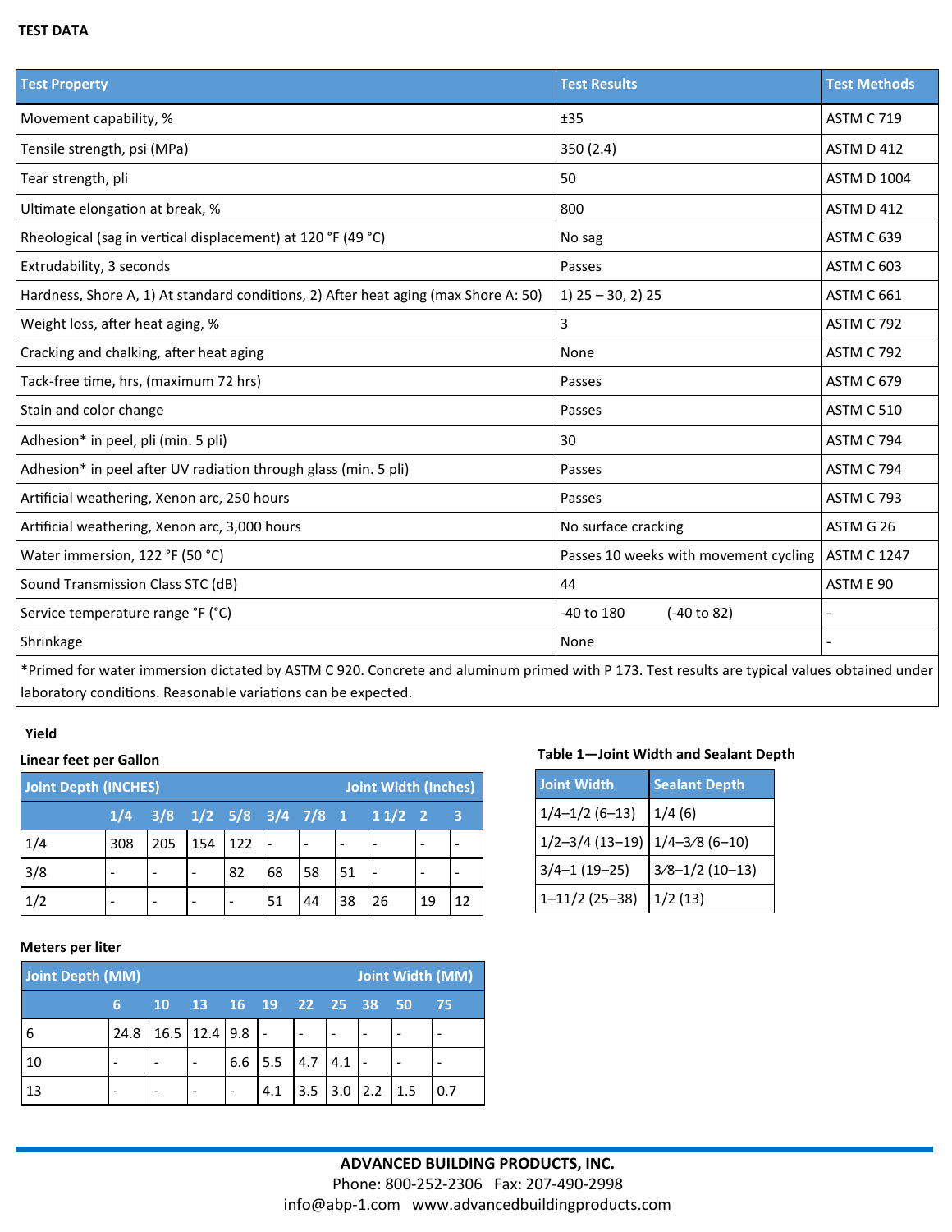**TEST DATA**

| Test Property | Test Results | Test Methods |
|---|---|---|
| Movement capability, % | ±35 | ASTM C 719 |
| Tensile strength, psi (MPa) | 350 (2.4) | ASTM D 412 |
| Tear strength, pli | 50 | ASTM D 1004 |
| Ultimate elongation at break, % | 800 | ASTM D 412 |
| Rheological (sag in vertical displacement) at 120 °F (49 °C) | No sag | ASTM C 639 |
| Extrudability, 3 seconds | Passes | ASTM C 603 |
| Hardness, Shore A, 1) At standard conditions, 2) After heat aging (max Shore A: 50) | 1) 25 – 30, 2) 25 | ASTM C 661 |
| Weight loss, after heat aging, % | 3 | ASTM C 792 |
| Cracking and chalking, after heat aging | None | ASTM C 792 |
| Tack-free time, hrs, (maximum 72 hrs) | Passes | ASTM C 679 |
| Stain and color change | Passes | ASTM C 510 |
| Adhesion* in peel, pli (min. 5 pli) | 30 | ASTM C 794 |
| Adhesion* in peel after UV radiation through glass (min. 5 pli) | Passes | ASTM C 794 |
| Artificial weathering, Xenon arc, 250 hours | Passes | ASTM C 793 |
| Artificial weathering, Xenon arc, 3,000 hours | No surface cracking | ASTM G 26 |
| Water immersion, 122 °F (50 °C) | Passes 10 weeks with movement cycling | ASTM C 1247 |
| Sound Transmission Class STC (dB) | 44 | ASTM E 90 |
| Service temperature range °F (°C) | -40 to 180 (-40 to 82) | - |
| Shrinkage | None | - |

*Primed for water immersion dictated by ASTM C 920. Concrete and aluminum primed with P 173. Test results are typical values obtained under laboratory conditions. Reasonable variations can be expected.

**Yield**

**Linear feet per Gallon**

| Joint Depth (INCHES) | Joint Width (Inches) | | | | | | | | | |
|---|---|---|---|---|---|---|---|---|---|---|
| | 1/4 | 3/8 | 1/2 | 5/8 | 3/4 | 7/8 | 1 | 1 1/2 | 2 | 3 |
| 1/4 | 308 | 205 | 154 | 122 | - | - | - | - | - | - |
| 3/8 | - | - | - | 82 | 68 | 58 | 51 | - | - | - |
| 1/2 | - | - | - | - | 51 | 44 | 38 | 26 | 19 | 12 |

**Meters per liter**

| Joint Depth (MM) | Joint Width (MM) | | | | | | | | | |
|---|---|---|---|---|---|---|---|---|---|---|
| | 6 | 10 | 13 | 16 | 19 | 22 | 25 | 38 | 50 | 75 |
| 6 | 24.8 | 16.5 | 12.4 | 9.8 | - | - | - | - | - | - |
| 10 | - | - | - | 6.6 | 5.5 | 4.7 | 4.1 | - | - | - |
| 13 | - | - | - | - | 4.1 | 3.5 | 3.0 | 2.2 | 1.5 | 0.7 |

**Table 1—Joint Width and Sealant Depth**

| Joint Width | Sealant Depth |
|---|---|
| 1/4–1/2 (6–13) | 1/4 (6) |
| 1/2–3/4 (13–19) | 1/4–3⁄8 (6–10) |
| 3/4–1 (19–25) | 3⁄8–1/2 (10–13) |
| 1–11/2 (25–38) | 1/2 (13) |

**ADVANCED BUILDING PRODUCTS, INC.**
Phone: 800-252-2306 Fax: 207-490-2998
info@abp-1.com www.advancedbuildingproducts.com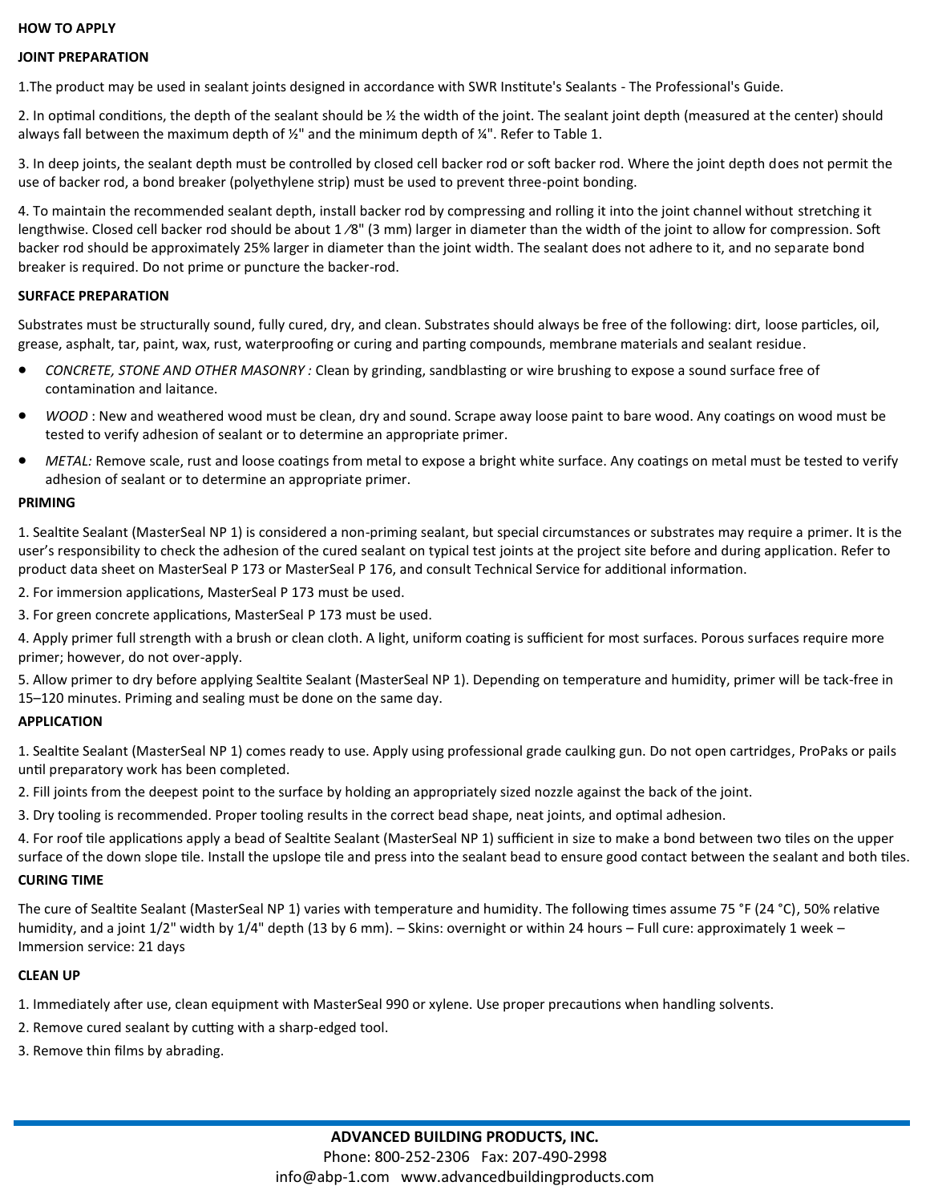## HOW TO APPLY

### JOINT PREPARATION

1. The product may be used in sealant joints designed in accordance with SWR Institute's Sealants - The Professional's Guide.

2. In optimal conditions, the depth of the sealant should be ½ the width of the joint. The sealant joint depth (measured at the center) should always fall between the maximum depth of ½" and the minimum depth of ¼". Refer to Table 1.

3. In deep joints, the sealant depth must be controlled by closed cell backer rod or soft backer rod. Where the joint depth does not permit the use of backer rod, a bond breaker (polyethylene strip) must be used to prevent three-point bonding.

4. To maintain the recommended sealant depth, install backer rod by compressing and rolling it into the joint channel without stretching it lengthwise. Closed cell backer rod should be about 1 ⁄8" (3 mm) larger in diameter than the width of the joint to allow for compression. Soft backer rod should be approximately 25% larger in diameter than the joint width. The sealant does not adhere to it, and no separate bond breaker is required. Do not prime or puncture the backer-rod.

### SURFACE PREPARATION

Substrates must be structurally sound, fully cured, dry, and clean. Substrates should always be free of the following: dirt, loose particles, oil, grease, asphalt, tar, paint, wax, rust, waterproofing or curing and parting compounds, membrane materials and sealant residue.

- *CONCRETE, STONE AND OTHER MASONRY :* Clean by grinding, sandblasting or wire brushing to expose a sound surface free of contamination and laitance.
- *WOOD* : New and weathered wood must be clean, dry and sound. Scrape away loose paint to bare wood. Any coatings on wood must be tested to verify adhesion of sealant or to determine an appropriate primer.
- *METAL:* Remove scale, rust and loose coatings from metal to expose a bright white surface. Any coatings on metal must be tested to verify adhesion of sealant or to determine an appropriate primer.

### PRIMING

1. Sealtite Sealant (MasterSeal NP 1) is considered a non-priming sealant, but special circumstances or substrates may require a primer. It is the user's responsibility to check the adhesion of the cured sealant on typical test joints at the project site before and during application. Refer to product data sheet on MasterSeal P 173 or MasterSeal P 176, and consult Technical Service for additional information.

2. For immersion applications, MasterSeal P 173 must be used.

3. For green concrete applications, MasterSeal P 173 must be used.

4. Apply primer full strength with a brush or clean cloth. A light, uniform coating is sufficient for most surfaces. Porous surfaces require more primer; however, do not over-apply.

5. Allow primer to dry before applying Sealtite Sealant (MasterSeal NP 1). Depending on temperature and humidity, primer will be tack-free in 15–120 minutes. Priming and sealing must be done on the same day.

### APPLICATION

1. Sealtite Sealant (MasterSeal NP 1) comes ready to use. Apply using professional grade caulking gun. Do not open cartridges, ProPaks or pails until preparatory work has been completed.

2. Fill joints from the deepest point to the surface by holding an appropriately sized nozzle against the back of the joint.

3. Dry tooling is recommended. Proper tooling results in the correct bead shape, neat joints, and optimal adhesion.

4. For roof tile applications apply a bead of Sealtite Sealant (MasterSeal NP 1) sufficient in size to make a bond between two tiles on the upper surface of the down slope tile. Install the upslope tile and press into the sealant bead to ensure good contact between the sealant and both tiles.

### CURING TIME

The cure of Sealtite Sealant (MasterSeal NP 1) varies with temperature and humidity. The following times assume 75 °F (24 °C), 50% relative humidity, and a joint 1/2" width by 1/4" depth (13 by 6 mm). – Skins: overnight or within 24 hours – Full cure: approximately 1 week – Immersion service: 21 days

### CLEAN UP

1. Immediately after use, clean equipment with MasterSeal 990 or xylene. Use proper precautions when handling solvents.

2. Remove cured sealant by cutting with a sharp-edged tool.

3. Remove thin films by abrading.

**ADVANCED BUILDING PRODUCTS, INC.**
Phone: 800-252-2306 Fax: 207-490-2998
info@abp-1.com www.advancedbuildingproducts.com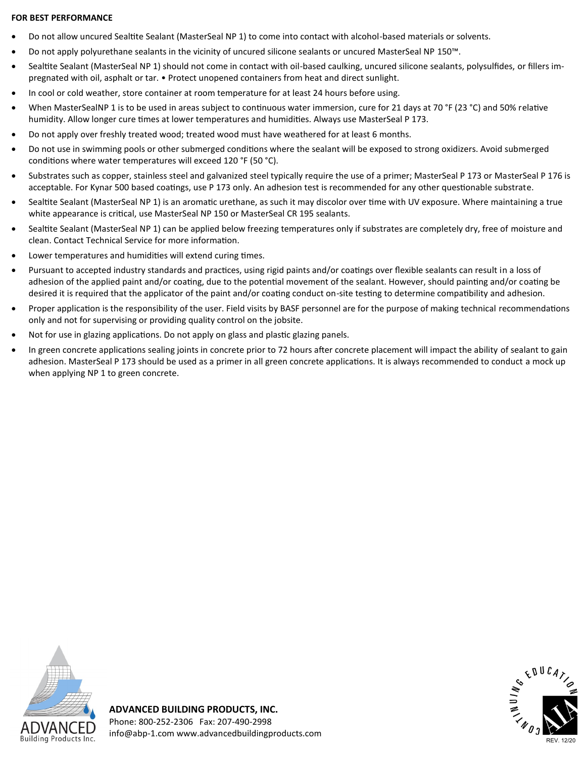**FOR BEST PERFORMANCE**

- Do not allow uncured Sealtite Sealant (MasterSeal NP 1) to come into contact with alcohol-based materials or solvents.
- Do not apply polyurethane sealants in the vicinity of uncured silicone sealants or uncured MasterSeal NP 150™.
- Sealtite Sealant (MasterSeal NP 1) should not come in contact with oil-based caulking, uncured silicone sealants, polysulfides, or fillers impregnated with oil, asphalt or tar. • Protect unopened containers from heat and direct sunlight.
- In cool or cold weather, store container at room temperature for at least 24 hours before using.
- When MasterSealNP 1 is to be used in areas subject to continuous water immersion, cure for 21 days at 70 °F (23 °C) and 50% relative humidity. Allow longer cure times at lower temperatures and humidities. Always use MasterSeal P 173.
- Do not apply over freshly treated wood; treated wood must have weathered for at least 6 months.
- Do not use in swimming pools or other submerged conditions where the sealant will be exposed to strong oxidizers. Avoid submerged conditions where water temperatures will exceed 120 °F (50 °C).
- Substrates such as copper, stainless steel and galvanized steel typically require the use of a primer; MasterSeal P 173 or MasterSeal P 176 is acceptable. For Kynar 500 based coatings, use P 173 only. An adhesion test is recommended for any other questionable substrate.
- Sealtite Sealant (MasterSeal NP 1) is an aromatic urethane, as such it may discolor over time with UV exposure. Where maintaining a true white appearance is critical, use MasterSeal NP 150 or MasterSeal CR 195 sealants.
- Sealtite Sealant (MasterSeal NP 1) can be applied below freezing temperatures only if substrates are completely dry, free of moisture and clean. Contact Technical Service for more information.
- Lower temperatures and humidities will extend curing times.
- Pursuant to accepted industry standards and practices, using rigid paints and/or coatings over flexible sealants can result in a loss of adhesion of the applied paint and/or coating, due to the potential movement of the sealant. However, should painting and/or coating be desired it is required that the applicator of the paint and/or coating conduct on-site testing to determine compatibility and adhesion.
- Proper application is the responsibility of the user. Field visits by BASF personnel are for the purpose of making technical recommendations only and not for supervising or providing quality control on the jobsite.
- Not for use in glazing applications. Do not apply on glass and plastic glazing panels.
- In green concrete applications sealing joints in concrete prior to 72 hours after concrete placement will impact the ability of sealant to gain adhesion. MasterSeal P 173 should be used as a primer in all green concrete applications. It is always recommended to conduct a mock up when applying NP 1 to green concrete.

ADVANCED Building Products Inc.

**ADVANCED BUILDING PRODUCTS, INC.**
Phone: 800-252-2306 Fax: 207-490-2998
info@abp-1.com www.advancedbuildingproducts.com

CONTINUING EDUCATION AIA

REV. 12/20